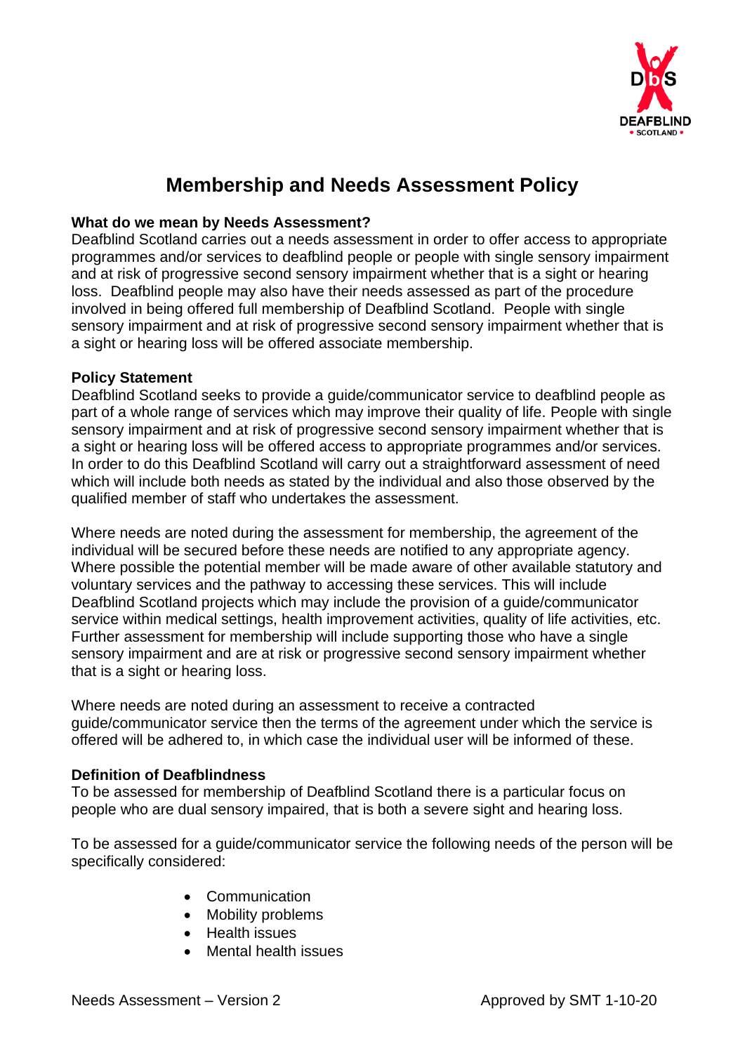# Membership and Needs Assessment Policy

**What do we mean by Needs Assessment?**

Deafblind Scotland carries out a needs assessment in order to offer access to appropriate programmes and/or services to deafblind people or people with single sensory impairment and at risk of progressive second sensory impairment whether that is a sight or hearing loss. Deafblind people may also have their needs assessed as part of the procedure involved in being offered full membership of Deafblind Scotland. People with single sensory impairment and at risk of progressive second sensory impairment whether that is a sight or hearing loss will be offered associate membership.

**Policy Statement**

Deafblind Scotland seeks to provide a guide/communicator service to deafblind people as part of a whole range of services which may improve their quality of life. People with single sensory impairment and at risk of progressive second sensory impairment whether that is a sight or hearing loss will be offered access to appropriate programmes and/or services. In order to do this Deafblind Scotland will carry out a straightforward assessment of need which will include both needs as stated by the individual and also those observed by the qualified member of staff who undertakes the assessment.

Where needs are noted during the assessment for membership, the agreement of the individual will be secured before these needs are notified to any appropriate agency. Where possible the potential member will be made aware of other available statutory and voluntary services and the pathway to accessing these services. This will include Deafblind Scotland projects which may include the provision of a guide/communicator service within medical settings, health improvement activities, quality of life activities, etc. Further assessment for membership will include supporting those who have a single sensory impairment and are at risk or progressive second sensory impairment whether that is a sight or hearing loss.

Where needs are noted during an assessment to receive a contracted guide/communicator service then the terms of the agreement under which the service is offered will be adhered to, in which case the individual user will be informed of these.

**Definition of Deafblindness**

To be assessed for membership of Deafblind Scotland there is a particular focus on people who are dual sensory impaired, that is both a severe sight and hearing loss.

To be assessed for a guide/communicator service the following needs of the person will be specifically considered:

- Communication
- Mobility problems
- Health issues
- Mental health issues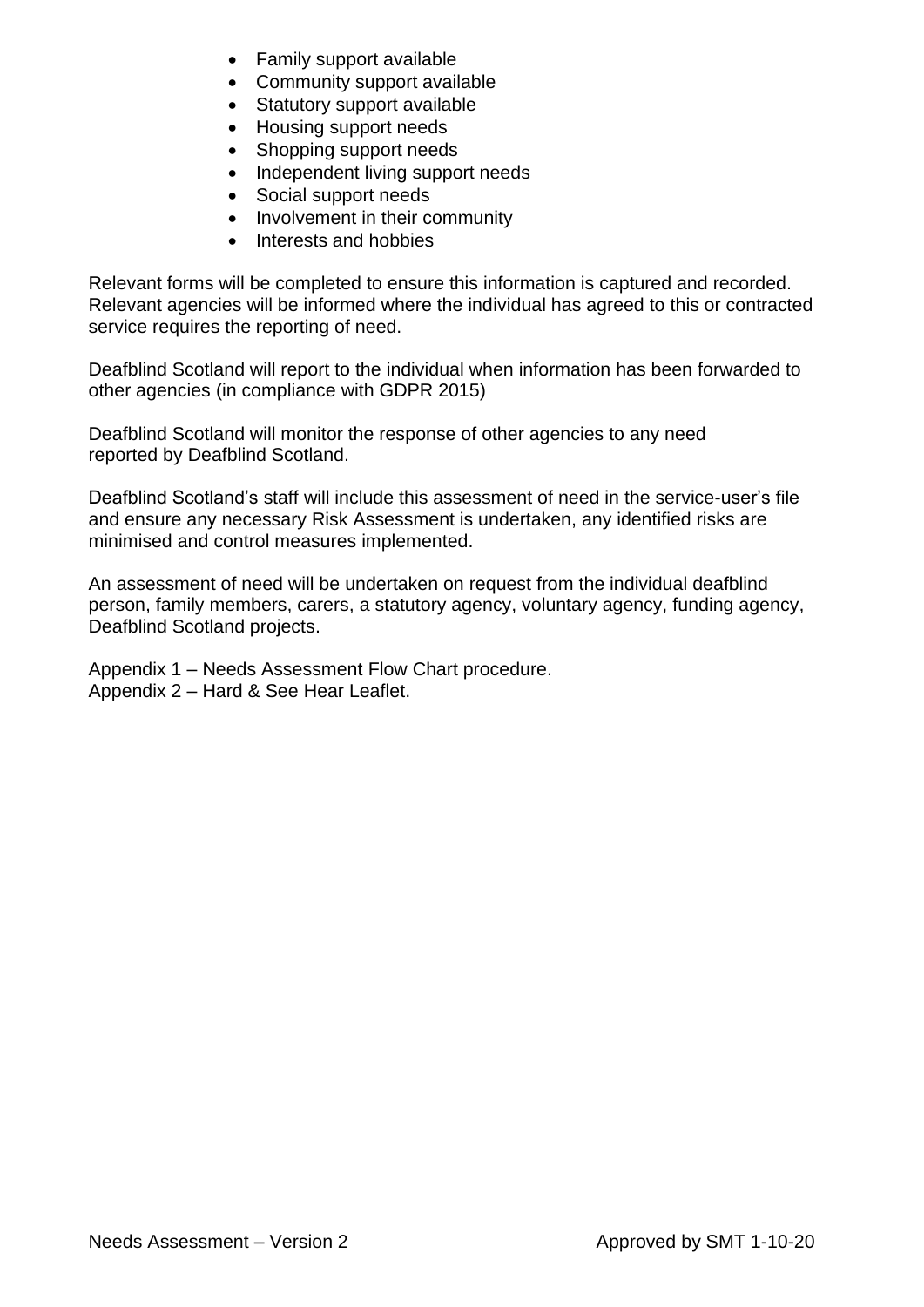- Family support available
- Community support available
- Statutory support available
- Housing support needs
- Shopping support needs
- Independent living support needs
- Social support needs
- Involvement in their community
- Interests and hobbies

Relevant forms will be completed to ensure this information is captured and recorded. Relevant agencies will be informed where the individual has agreed to this or contracted service requires the reporting of need.

Deafblind Scotland will report to the individual when information has been forwarded to other agencies (in compliance with GDPR 2015)

Deafblind Scotland will monitor the response of other agencies to any need reported by Deafblind Scotland.

Deafblind Scotland's staff will include this assessment of need in the service-user's file and ensure any necessary Risk Assessment is undertaken, any identified risks are minimised and control measures implemented.

An assessment of need will be undertaken on request from the individual deafblind person, family members, carers, a statutory agency, voluntary agency, funding agency, Deafblind Scotland projects.

Appendix 1 – Needs Assessment Flow Chart procedure.
Appendix 2 – Hard & See Hear Leaflet.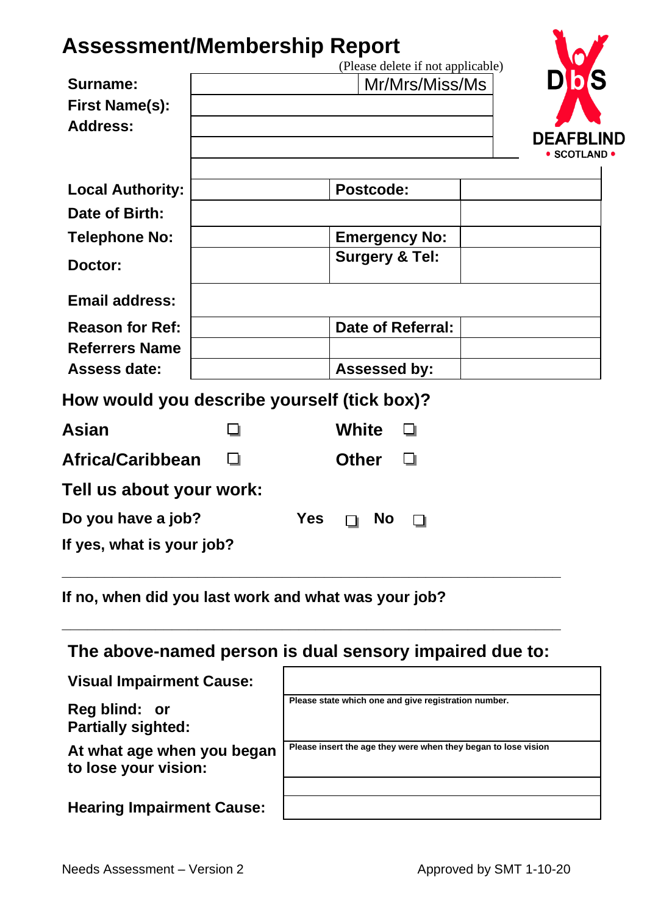# Assessment/Membership Report

DEAFBLIND • SCOTLAND •

(Please delete if not applicable)

| | | | |
|---|---|---|---|
| **Surname:** | | Mr/Mrs/Miss/Ms | |
| **First Name(s):** | | | |
| **Address:** | | | |
| | | | |
| | | | |
| **Local Authority:** | | **Postcode:** | |
| **Date of Birth:** | | | |
| **Telephone No:** | | **Emergency No:** | |
| **Doctor:** | | **Surgery & Tel:** | |
| **Email address:** | | | |
| **Reason for Ref:** | | **Date of Referral:** | |
| **Referrers Name** | | | |
| **Assess date:** | | **Assessed by:** | |

## How would you describe yourself (tick box)?

**Asian** ☐ **White** ☐

**Africa/Caribbean** ☐ **Other** ☐

## Tell us about your work:

**Do you have a job?** **Yes** ☐ **No** ☐

**If yes, what is your job?**

---

**If no, when did you last work and what was your job?**

---

## The above-named person is dual sensory impaired due to:

| | |
|---|---|
| **Visual Impairment Cause:** | |
| **Reg blind: or Partially sighted:** | **Please state which one and give registration number.** |
| **At what age when you began to lose your vision:** | **Please insert the age they were when they began to lose vision** |
| | |
| **Hearing Impairment Cause:** | |

Needs Assessment – Version 2 Approved by SMT 1-10-20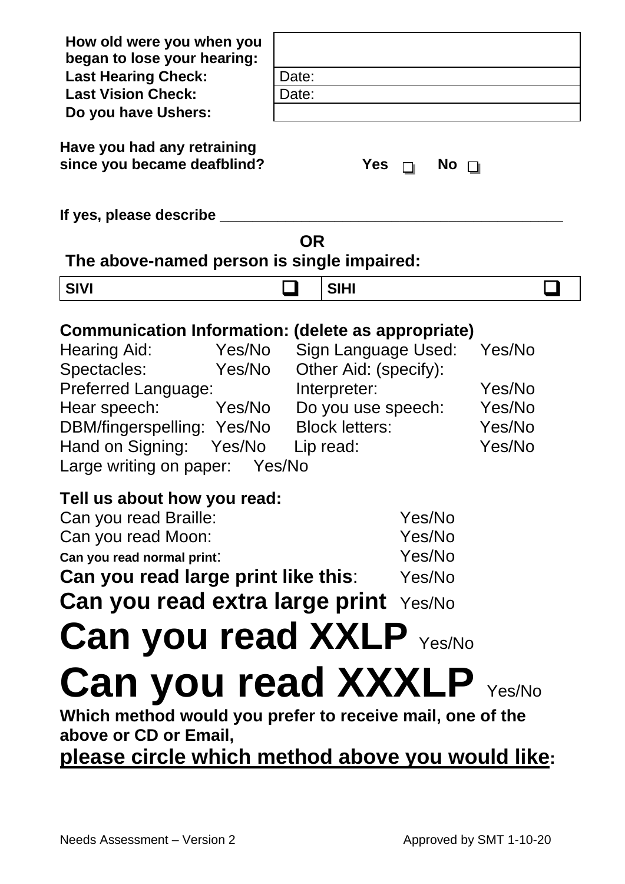| **How old were you when you began to lose your hearing:** | |
| --- | --- |
| **Last Hearing Check:** | Date: |
| **Last Vision Check:** | Date: |
| **Do you have Ushers:** | |

**Have you had any retraining since you became deafblind?** **Yes** ☐ **No** ☐

**If yes, please describe** ________________________________________

**OR**

**The above-named person is single impaired:**

| **SIVI** | ☐ | **SIHI** | ☐ |
| --- | --- | --- | --- |

## Communication Information: (delete as appropriate)

| | | | |
| --- | --- | --- | --- |
| Hearing Aid: | Yes/No | Sign Language Used: | Yes/No |
| Spectacles: | Yes/No | Other Aid: (specify): | |
| Preferred Language: | | Interpreter: | Yes/No |
| Hear speech: | Yes/No | Do you use speech: | Yes/No |
| DBM/fingerspelling: | Yes/No | Block letters: | Yes/No |
| Hand on Signing: | Yes/No | Lip read: | Yes/No |
| Large writing on paper: | Yes/No | | |

## Tell us about how you read:

| | |
| --- | --- |
| Can you read Braille: | Yes/No |
| Can you read Moon: | Yes/No |
| **Can you read normal print**: | Yes/No |
| **Can you read large print like this**: | Yes/No |
| **Can you read extra large print** | Yes/No |
| **Can you read XXLP** | Yes/No |
| **Can you read XXXLP** | Yes/No |

**Which method would you prefer to receive mail, one of the above or CD or Email,**

**please circle which method above you would like:**

Needs Assessment – Version 2 Approved by SMT 1-10-20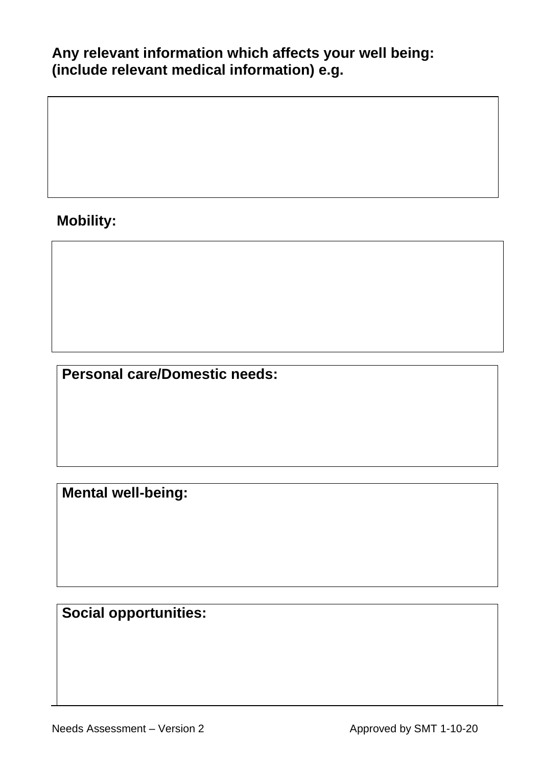**Any relevant information which affects your well being: (include relevant medical information) e.g.**

**Mobility:**

**Personal care/Domestic needs:**

**Mental well-being:**

**Social opportunities:**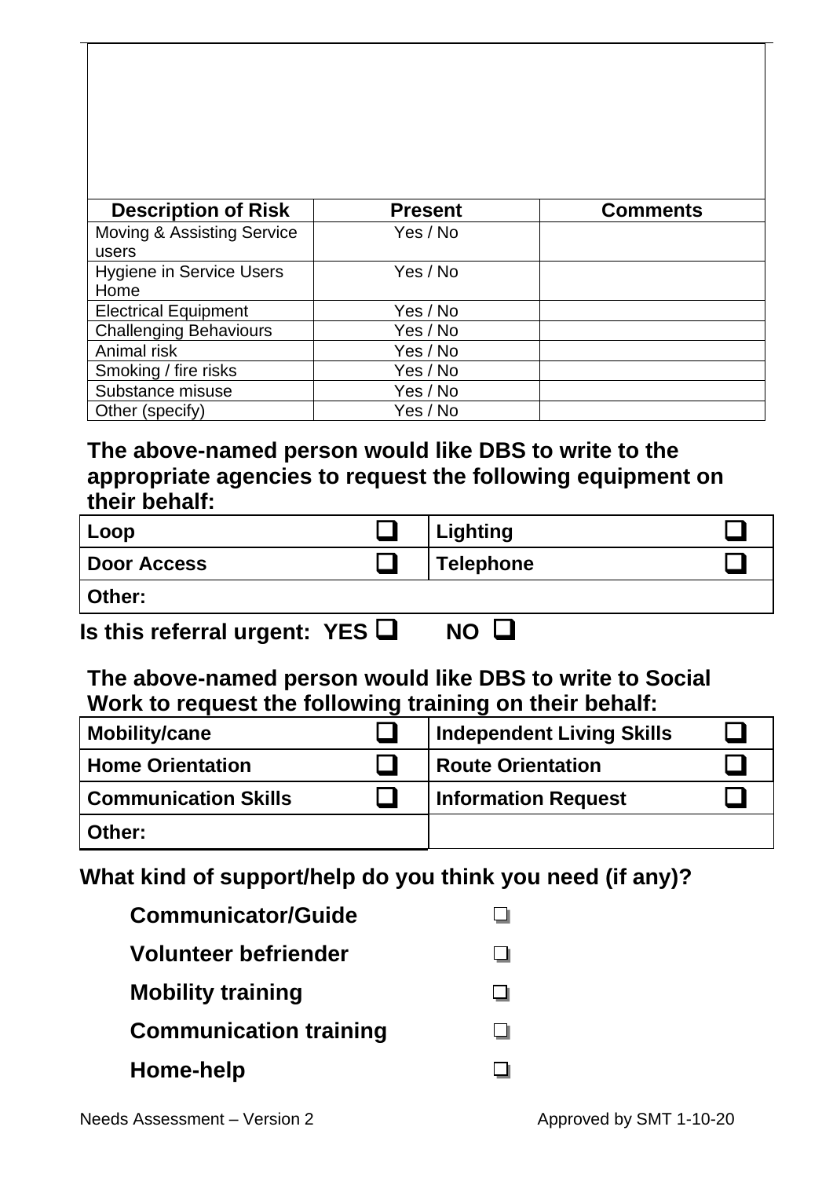| Description of Risk | Present | Comments |
|---|---|---|
| Moving & Assisting Service users | Yes / No | |
| Hygiene in Service Users Home | Yes / No | |
| Electrical Equipment | Yes / No | |
| Challenging Behaviours | Yes / No | |
| Animal risk | Yes / No | |
| Smoking / fire risks | Yes / No | |
| Substance misuse | Yes / No | |
| Other (specify) | Yes / No | |

**The above-named person would like DBS to write to the appropriate agencies to request the following equipment on their behalf:**

| | | | |
|---|---|---|---|
| **Loop** | ☐ | **Lighting** | ☐ |
| **Door Access** | ☐ | **Telephone** | ☐ |
| **Other:** | | | |

**Is this referral urgent: YES ☐ NO ☐**

**The above-named person would like DBS to write to Social Work to request the following training on their behalf:**

| | | | |
|---|---|---|---|
| **Mobility/cane** | ☐ | **Independent Living Skills** | ☐ |
| **Home Orientation** | ☐ | **Route Orientation** | ☐ |
| **Communication Skills** | ☐ | **Information Request** | ☐ |
| **Other:** | | | |

**What kind of support/help do you think you need (if any)?**

- **Communicator/Guide** ☐
- **Volunteer befriender** ☐
- **Mobility training** ☐
- **Communication training** ☐
- **Home-help** ☐

Needs Assessment – Version 2 Approved by SMT 1-10-20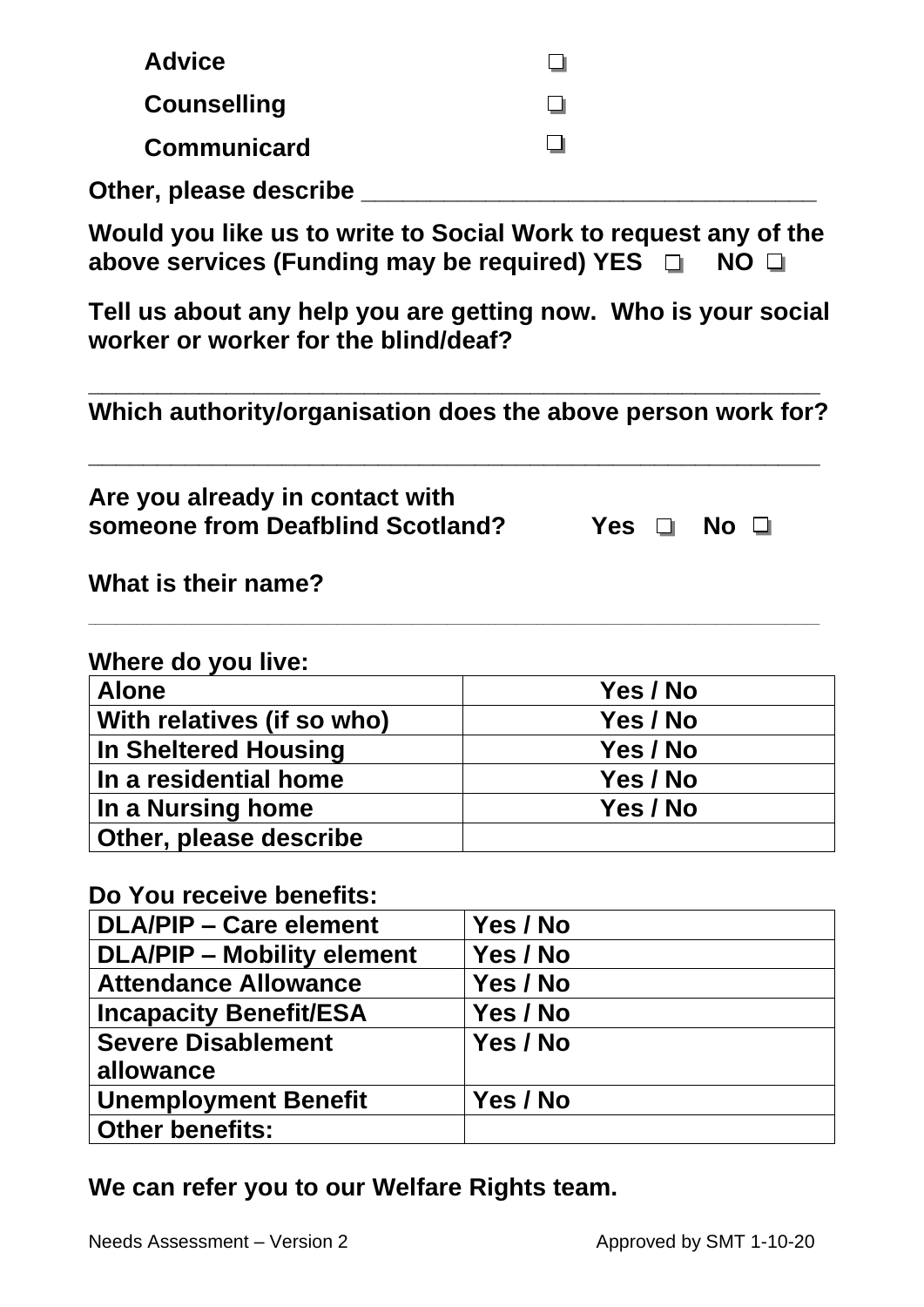**Advice** ❑

**Counselling** ❑

**Communicard** ❑

**Other, please describe** ________________________________

**Would you like us to write to Social Work to request any of the above services (Funding may be required) YES ❑ NO ❑**

**Tell us about any help you are getting now. Who is your social worker or worker for the blind/deaf?**

_______________________________________________________

**Which authority/organisation does the above person work for?**

_______________________________________________________

**Are you already in contact with someone from Deafblind Scotland?** **Yes ❑ No ❑**

**What is their name?**

_______________________________________________________

**Where do you live:**

| | |
|---|---|
| **Alone** | **Yes / No** |
| **With relatives (if so who)** | **Yes / No** |
| **In Sheltered Housing** | **Yes / No** |
| **In a residential home** | **Yes / No** |
| **In a Nursing home** | **Yes / No** |
| **Other, please describe** | |

**Do You receive benefits:**

| | |
|---|---|
| **DLA/PIP – Care element** | **Yes / No** |
| **DLA/PIP – Mobility element** | **Yes / No** |
| **Attendance Allowance** | **Yes / No** |
| **Incapacity Benefit/ESA** | **Yes / No** |
| **Severe Disablement allowance** | **Yes / No** |
| **Unemployment Benefit** | **Yes / No** |
| **Other benefits:** | |

**We can refer you to our Welfare Rights team.**

Needs Assessment – Version 2 Approved by SMT 1-10-20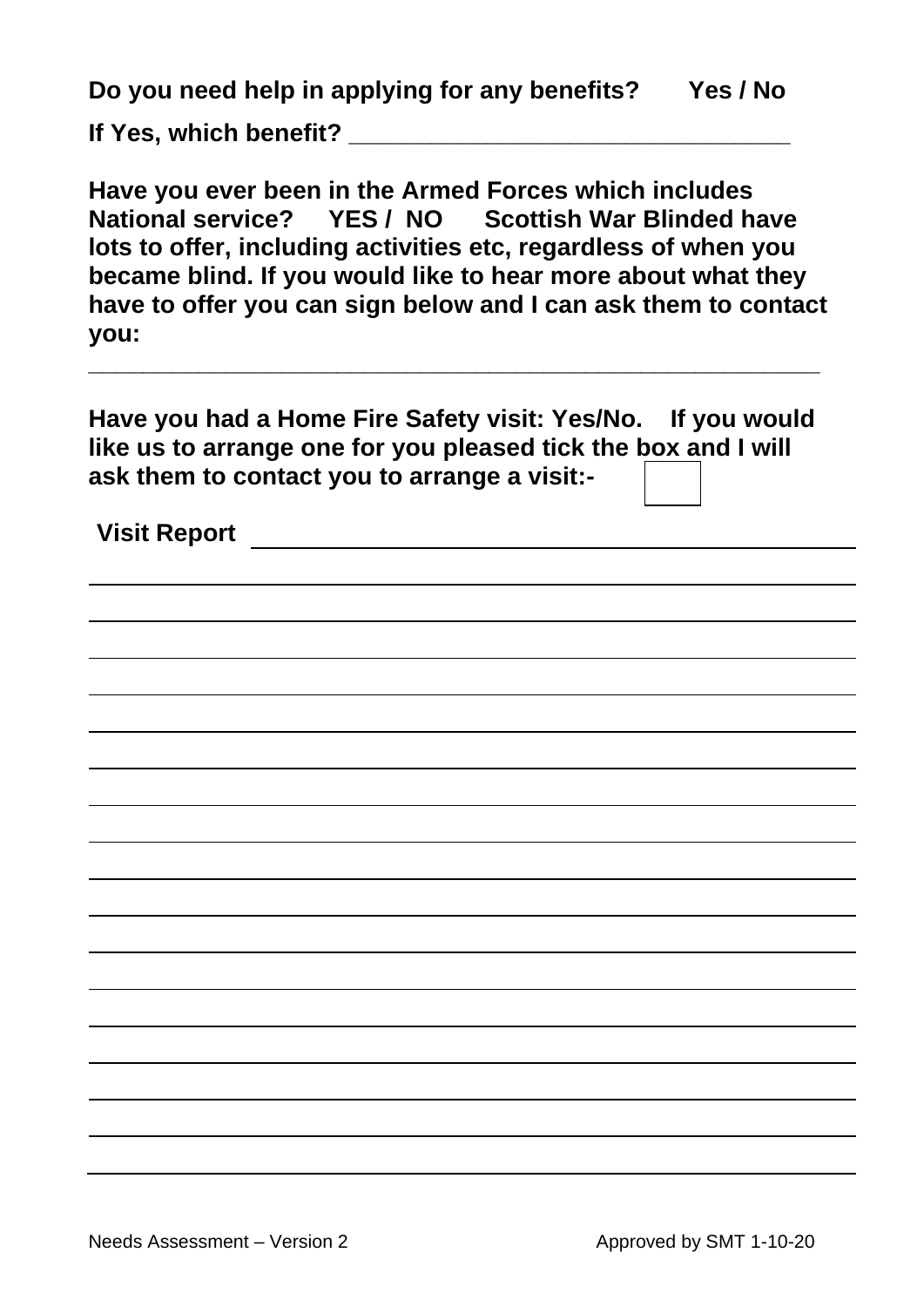**Do you need help in applying for any benefits? Yes / No**

**If Yes, which benefit? _______________________________**

**Have you ever been in the Armed Forces which includes National service? YES / NO Scottish War Blinded have lots to offer, including activities etc, regardless of when you became blind. If you would like to hear more about what they have to offer you can sign below and I can ask them to contact you:**

_______________________________________________________

**Have you had a Home Fire Safety visit: Yes/No. If you would like us to arrange one for you pleased tick the box and I will ask them to contact you to arrange a visit:-** ☐

**Visit Report** _______________________________________________

_______________________________________________________

_______________________________________________________

_______________________________________________________

_______________________________________________________

_______________________________________________________

_______________________________________________________

_______________________________________________________

_______________________________________________________

_______________________________________________________

_______________________________________________________

_______________________________________________________

_______________________________________________________

_______________________________________________________

_______________________________________________________

_______________________________________________________

_______________________________________________________

_______________________________________________________

Needs Assessment – Version 2 Approved by SMT 1-10-20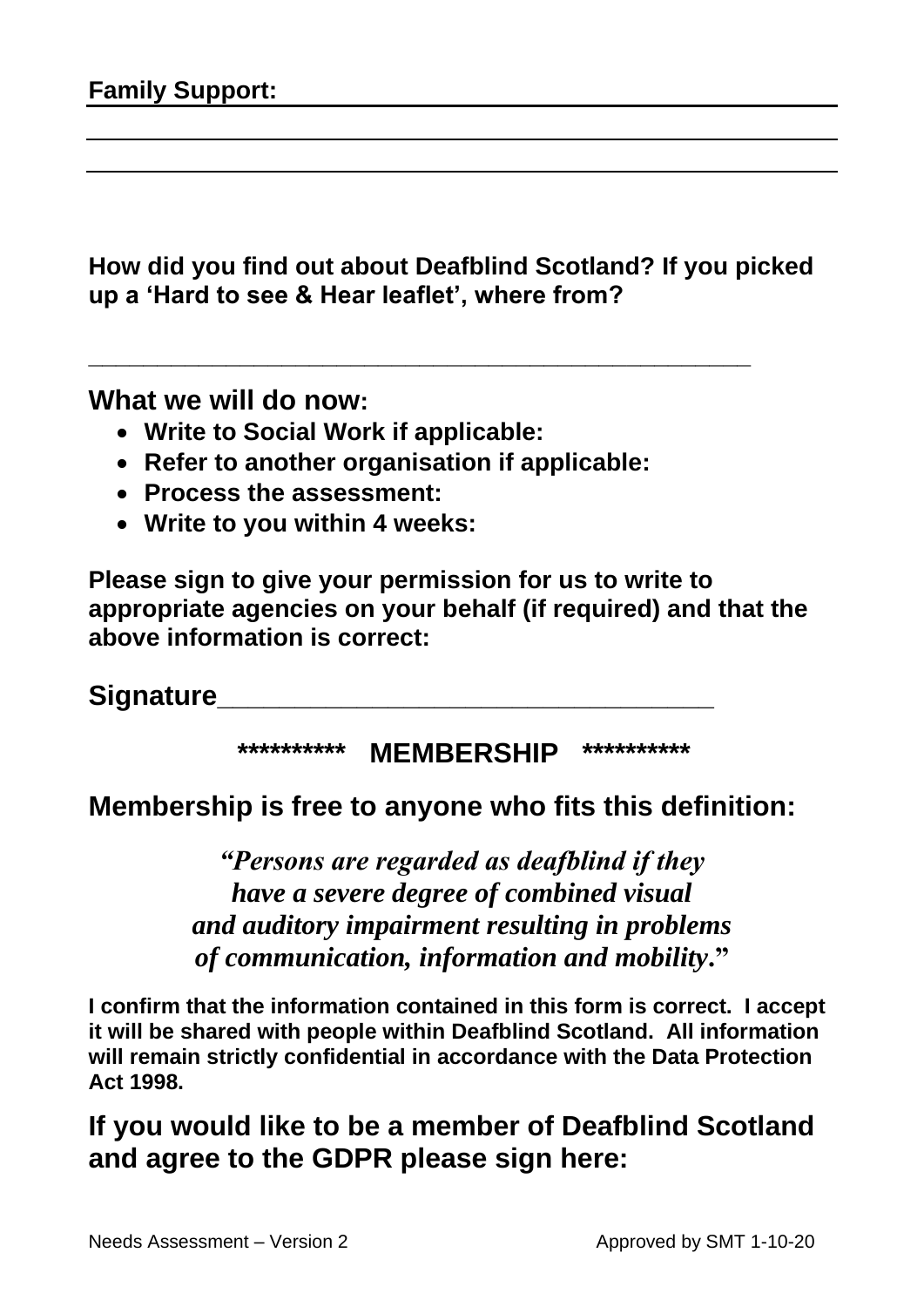**Family Support:** ____________________________________________

____________________________________________________________

____________________________________________________________

**How did you find out about Deafblind Scotland? If you picked up a 'Hard to see & Hear leaflet', where from?**

____________________________________________________

**What we will do now:**

- **Write to Social Work if applicable:**
- **Refer to another organisation if applicable:**
- **Process the assessment:**
- **Write to you within 4 weeks:**

**Please sign to give your permission for us to write to appropriate agencies on your behalf (if required) and that the above information is correct:**

**Signature**_________________________________

**********  MEMBERSHIP  **********

**Membership is free to anyone who fits this definition:**

***"Persons are regarded as deafblind if they have a severe degree of combined visual and auditory impairment resulting in problems of communication, information and mobility."***

**I confirm that the information contained in this form is correct. I accept it will be shared with people within Deafblind Scotland. All information will remain strictly confidential in accordance with the Data Protection Act 1998.**

**If you would like to be a member of Deafblind Scotland and agree to the GDPR please sign here:**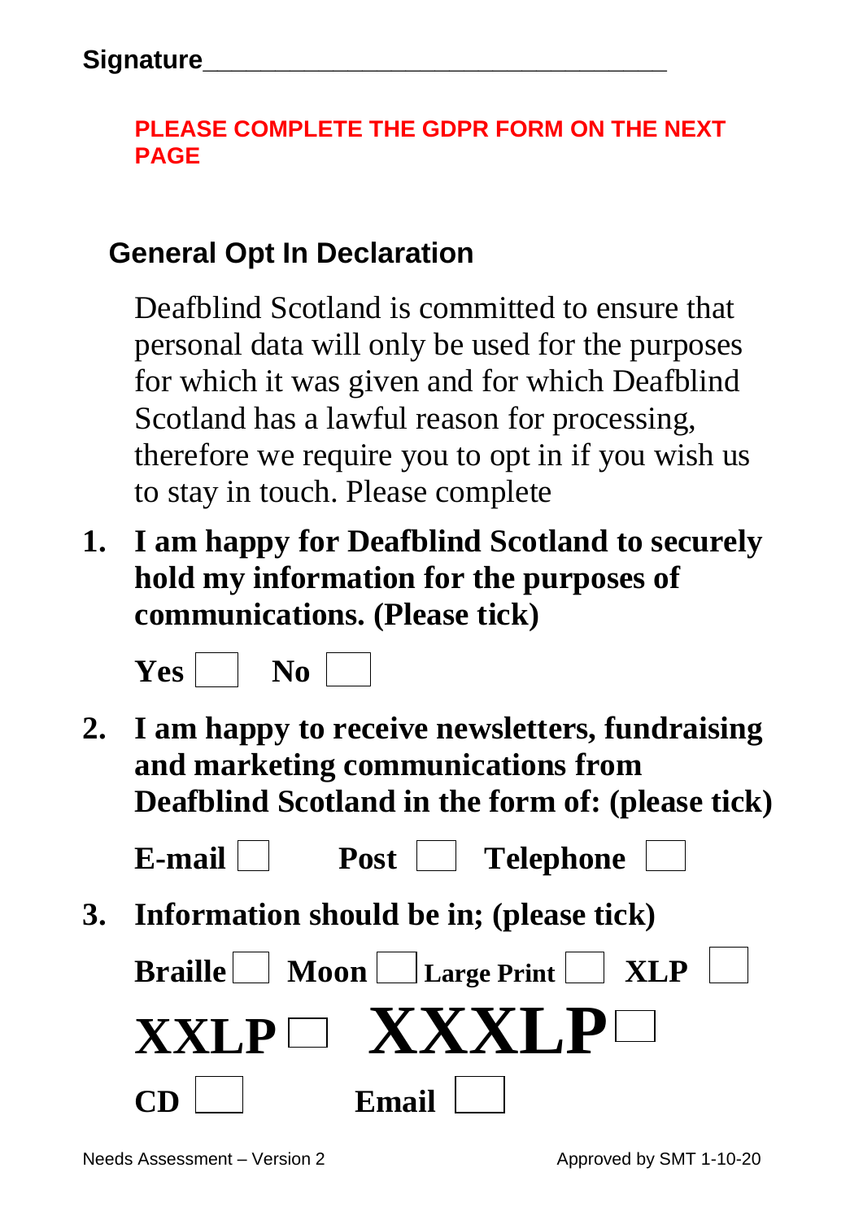**Signature**\_\_\_\_\_\_\_\_\_\_\_\_\_\_\_\_\_\_\_\_\_\_\_\_\_\_\_\_\_\_\_\_\_\_

**PLEASE COMPLETE THE GDPR FORM ON THE NEXT PAGE**

## General Opt In Declaration

Deafblind Scotland is committed to ensure that personal data will only be used for the purposes for which it was given and for which Deafblind Scotland has a lawful reason for processing, therefore we require you to opt in if you wish us to stay in touch. Please complete

1. **I am happy for Deafblind Scotland to securely hold my information for the purposes of communications. (Please tick)**

   **Yes** ☐ **No** ☐

2. **I am happy to receive newsletters, fundraising and marketing communications from Deafblind Scotland in the form of: (please tick)**

   **E-mail** ☐ **Post** ☐ **Telephone** ☐

3. **Information should be in; (please tick)**

   **Braille** ☐ **Moon** ☐ **Large Print** ☐ **XLP** ☐

   **XXLP** ☐ **XXXLP** ☐

   **CD** ☐ **Email** ☐

Needs Assessment – Version 2 Approved by SMT 1-10-20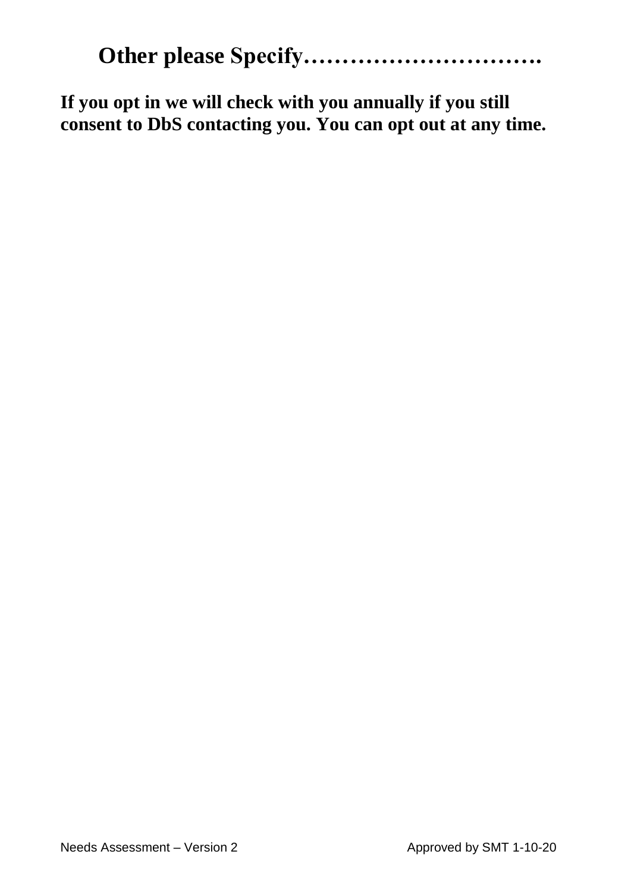**Other please Specify………………………….**

**If you opt in we will check with you annually if you still consent to DbS contacting you. You can opt out at any time.**